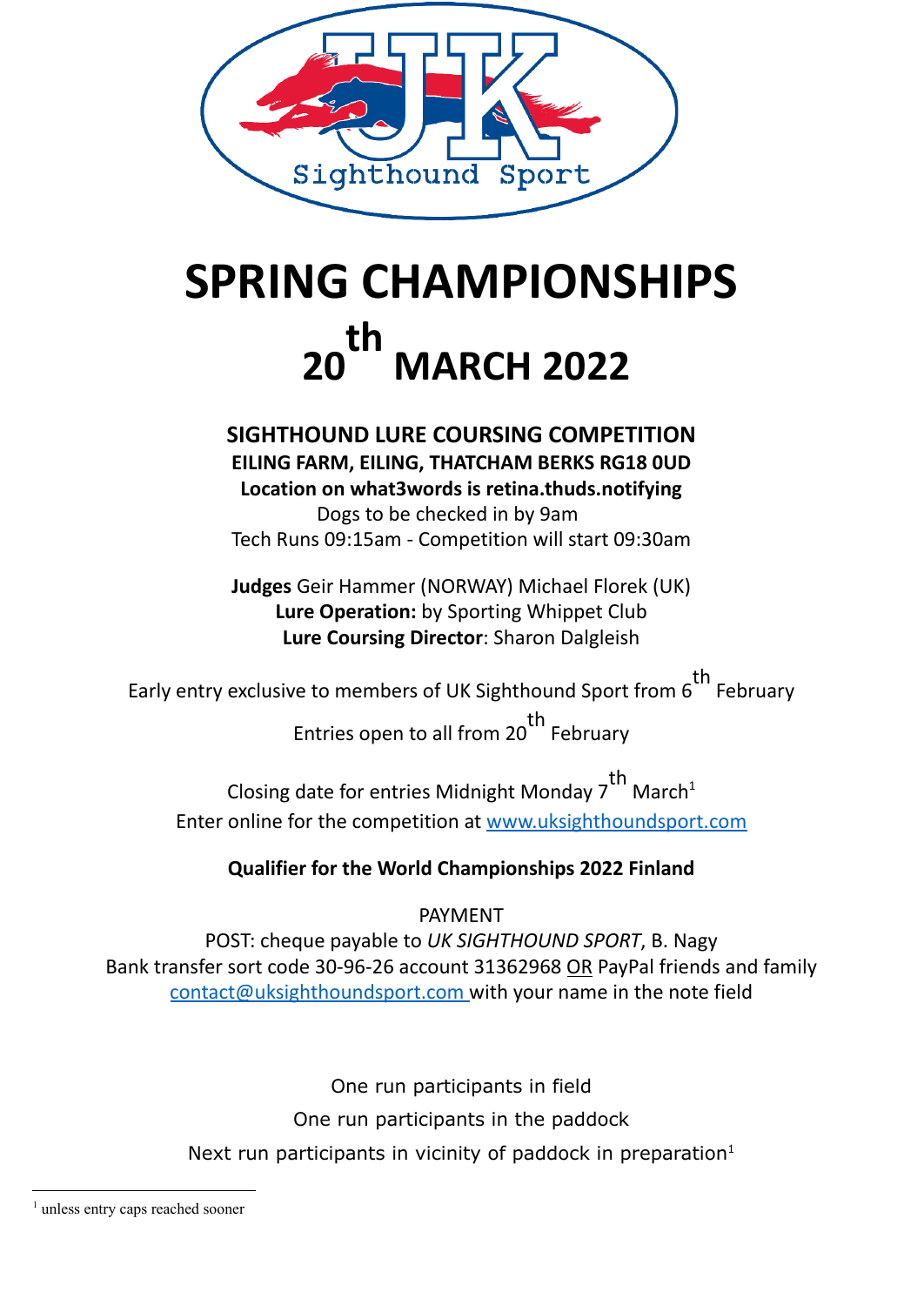# SPRING CHAMPIONSHIPS

# 20th MARCH 2022

**SIGHTHOUND LURE COURSING COMPETITION**

**EILING FARM, EILING, THATCHAM BERKS RG18 0UD**

**Location on what3words is retina.thuds.notifying**

Dogs to be checked in by 9am

Tech Runs 09:15am - Competition will start 09:30am

**Judges** Geir Hammer (NORWAY) Michael Florek (UK)

**Lure Operation:** by Sporting Whippet Club

**Lure Coursing Director**: Sharon Dalgleish

Early entry exclusive to members of UK Sighthound Sport from 6th February

Entries open to all from 20th February

Closing date for entries Midnight Monday 7th March[1]

Enter online for the competition at [www.uksighthoundsport.com](http://www.uksighthoundsport.com)

**Qualifier for the World Championships 2022 Finland**

PAYMENT

POST: cheque payable to *UK SIGHTHOUND SPORT*, B. Nagy

Bank transfer sort code 30-96-26 account 31362968 OR PayPal friends and family [contact@uksighthoundsport.com](mailto:contact@uksighthoundsport.com) with your name in the note field

One run participants in field

One run participants in the paddock

Next run participants in vicinity of paddock in preparation[1]

[1] unless entry caps reached sooner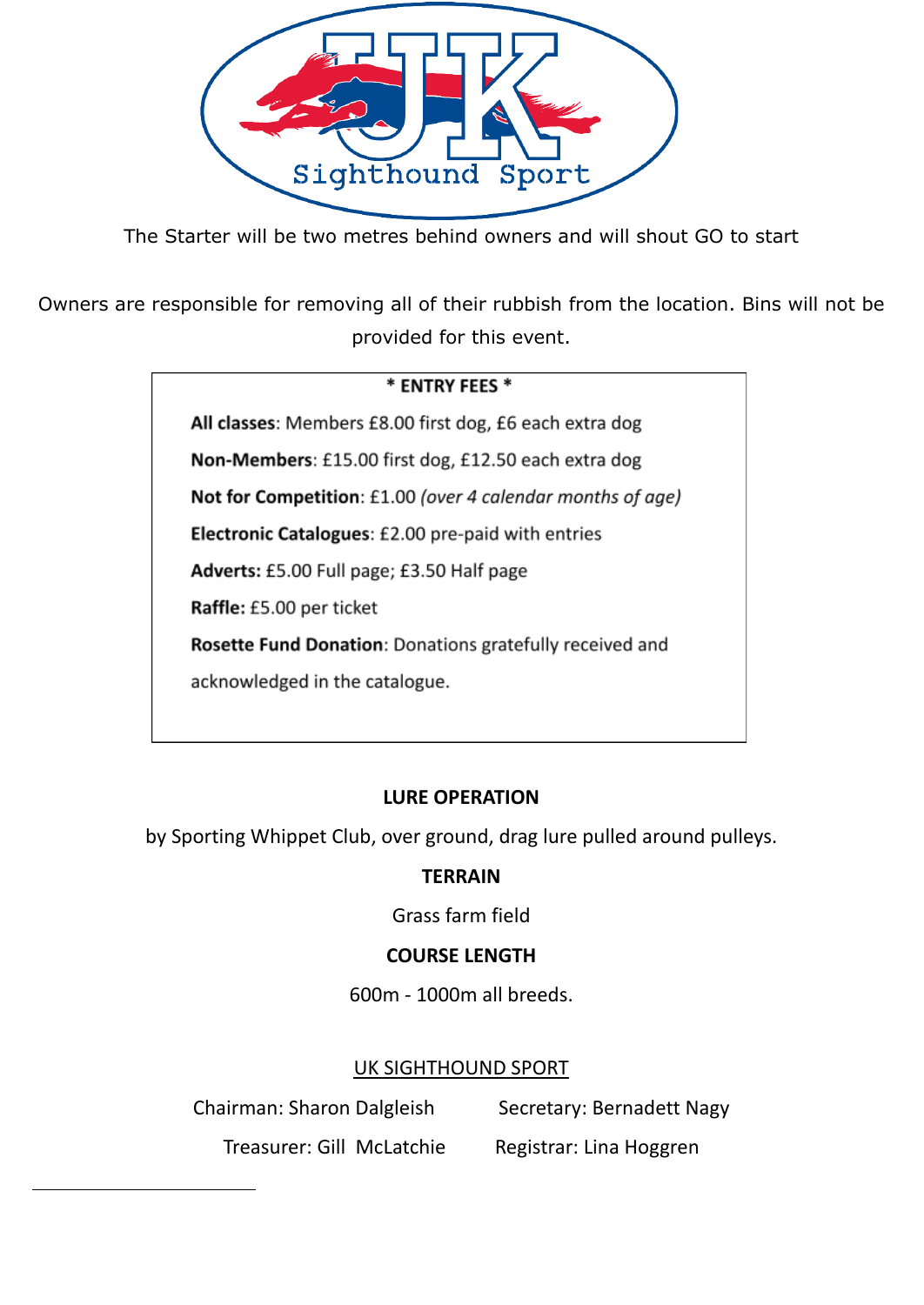UK Sighthound Sport

The Starter will be two metres behind owners and will shout GO to start

Owners are responsible for removing all of their rubbish from the location. Bins will not be provided for this event.

**\* ENTRY FEES \***

**All classes**: Members £8.00 first dog, £6 each extra dog

**Non-Members**: £15.00 first dog, £12.50 each extra dog

**Not for Competition**: £1.00 *(over 4 calendar months of age)*

**Electronic Catalogues**: £2.00 pre-paid with entries

**Adverts:** £5.00 Full page; £3.50 Half page

**Raffle:** £5.00 per ticket

**Rosette Fund Donation**: Donations gratefully received and acknowledged in the catalogue.

**LURE OPERATION**

by Sporting Whippet Club, over ground, drag lure pulled around pulleys.

**TERRAIN**

Grass farm field

**COURSE LENGTH**

600m - 1000m all breeds.

UK SIGHTHOUND SPORT

Chairman: Sharon Dalgleish

Secretary: Bernadett Nagy

Treasurer: Gill McLatchie

Registrar: Lina Hoggren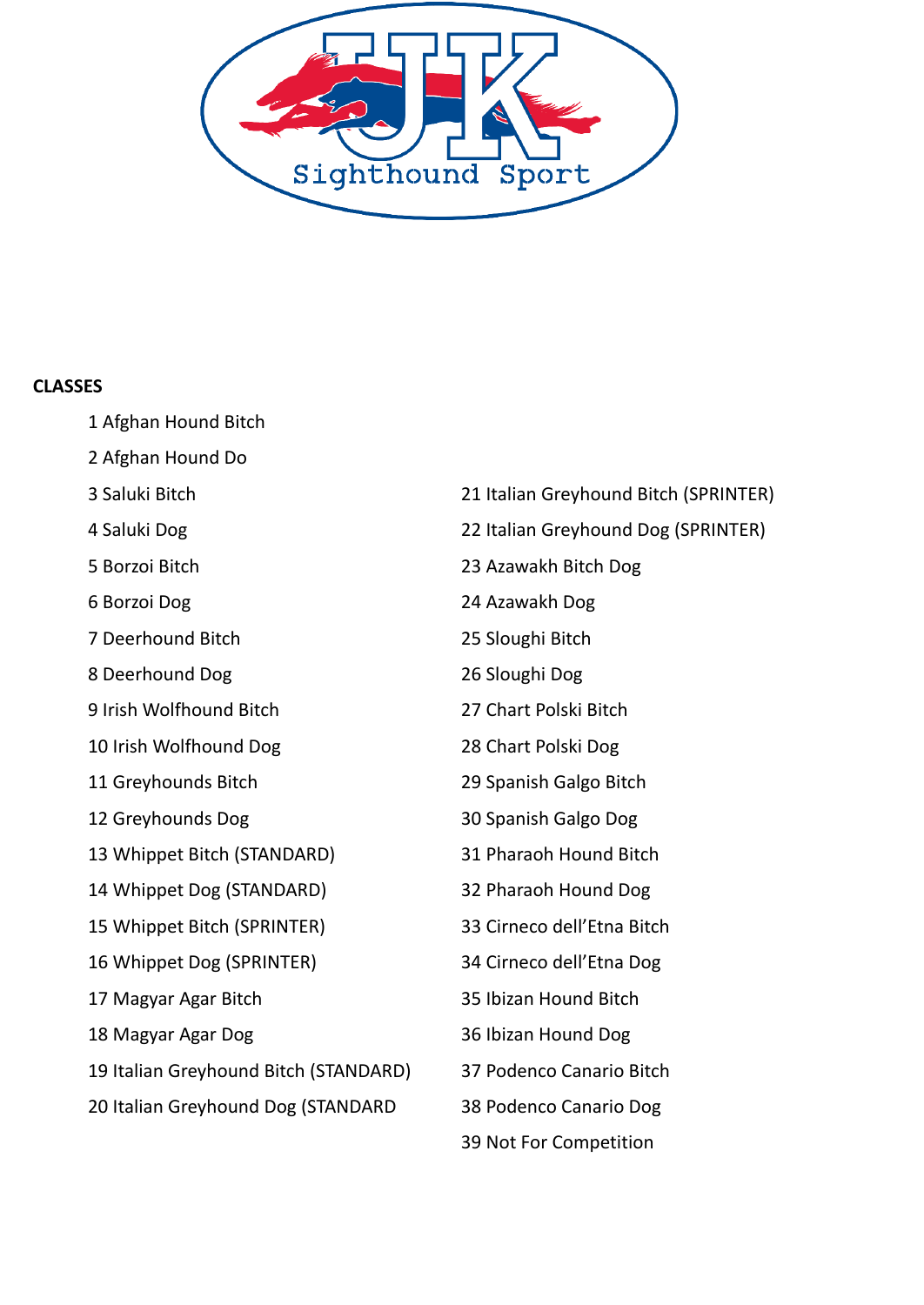Sighthound Sport

**CLASSES**

1 Afghan Hound Bitch

2 Afghan Hound Do

3 Saluki Bitch

4 Saluki Dog

5 Borzoi Bitch

6 Borzoi Dog

7 Deerhound Bitch

8 Deerhound Dog

9 Irish Wolfhound Bitch

10 Irish Wolfhound Dog

11 Greyhounds Bitch

12 Greyhounds Dog

13 Whippet Bitch (STANDARD)

14 Whippet Dog (STANDARD)

15 Whippet Bitch (SPRINTER)

16 Whippet Dog (SPRINTER)

17 Magyar Agar Bitch

18 Magyar Agar Dog

19 Italian Greyhound Bitch (STANDARD)

20 Italian Greyhound Dog (STANDARD

21 Italian Greyhound Bitch (SPRINTER)

22 Italian Greyhound Dog (SPRINTER)

23 Azawakh Bitch Dog

24 Azawakh Dog

25 Sloughi Bitch

26 Sloughi Dog

27 Chart Polski Bitch

28 Chart Polski Dog

29 Spanish Galgo Bitch

30 Spanish Galgo Dog

31 Pharaoh Hound Bitch

32 Pharaoh Hound Dog

33 Cirneco dell'Etna Bitch

34 Cirneco dell'Etna Dog

35 Ibizan Hound Bitch

36 Ibizan Hound Dog

37 Podenco Canario Bitch

38 Podenco Canario Dog

39 Not For Competition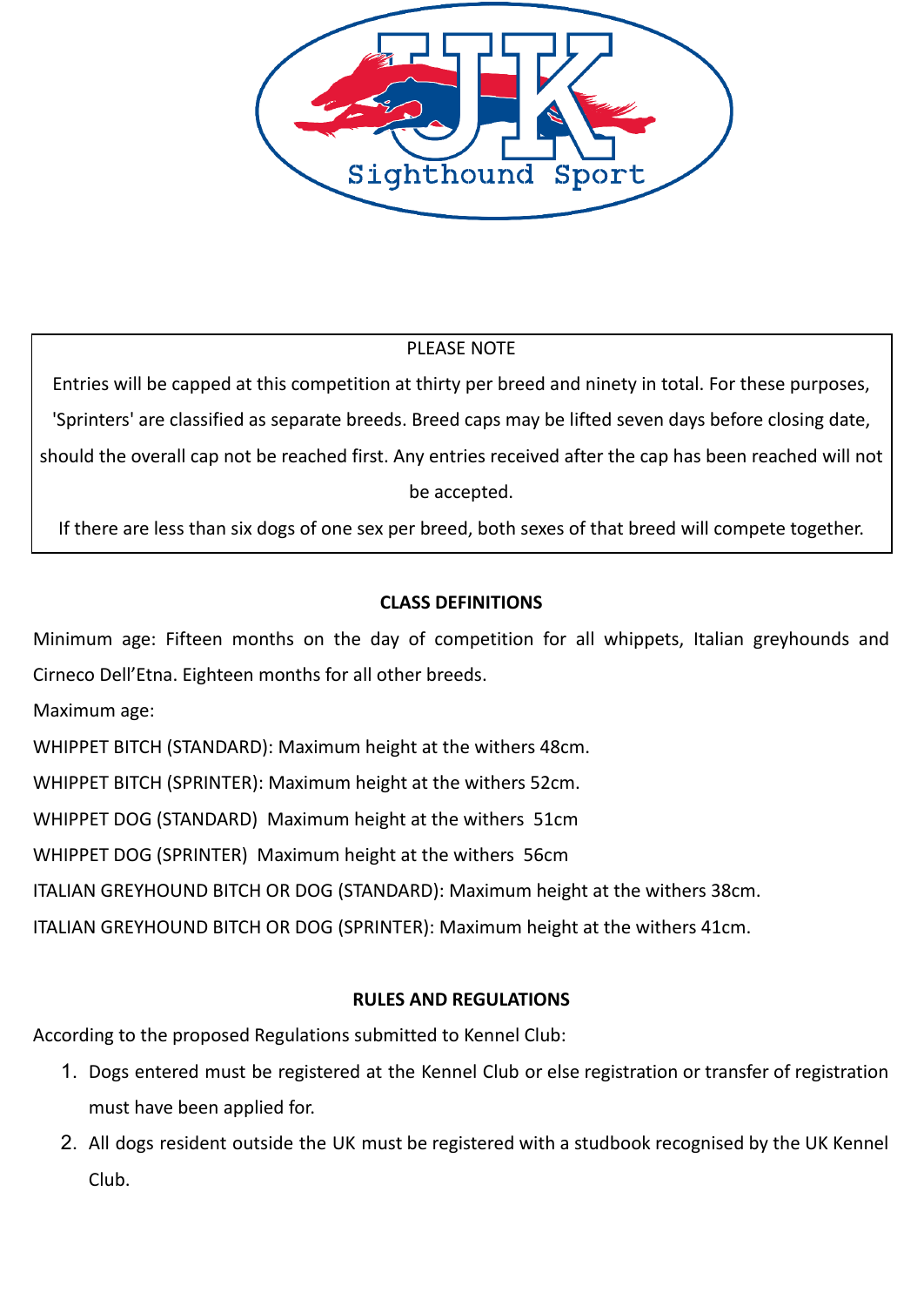PLEASE NOTE

Entries will be capped at this competition at thirty per breed and ninety in total. For these purposes, 'Sprinters' are classified as separate breeds. Breed caps may be lifted seven days before closing date, should the overall cap not be reached first. Any entries received after the cap has been reached will not be accepted.

If there are less than six dogs of one sex per breed, both sexes of that breed will compete together.

## CLASS DEFINITIONS

Minimum age: Fifteen months on the day of competition for all whippets, Italian greyhounds and Cirneco Dell'Etna. Eighteen months for all other breeds.

Maximum age:

WHIPPET BITCH (STANDARD): Maximum height at the withers 48cm.

WHIPPET BITCH (SPRINTER): Maximum height at the withers 52cm.

WHIPPET DOG (STANDARD) Maximum height at the withers 51cm

WHIPPET DOG (SPRINTER) Maximum height at the withers 56cm

ITALIAN GREYHOUND BITCH OR DOG (STANDARD): Maximum height at the withers 38cm.

ITALIAN GREYHOUND BITCH OR DOG (SPRINTER): Maximum height at the withers 41cm.

## RULES AND REGULATIONS

According to the proposed Regulations submitted to Kennel Club:

1. Dogs entered must be registered at the Kennel Club or else registration or transfer of registration must have been applied for.
2. All dogs resident outside the UK must be registered with a studbook recognised by the UK Kennel Club.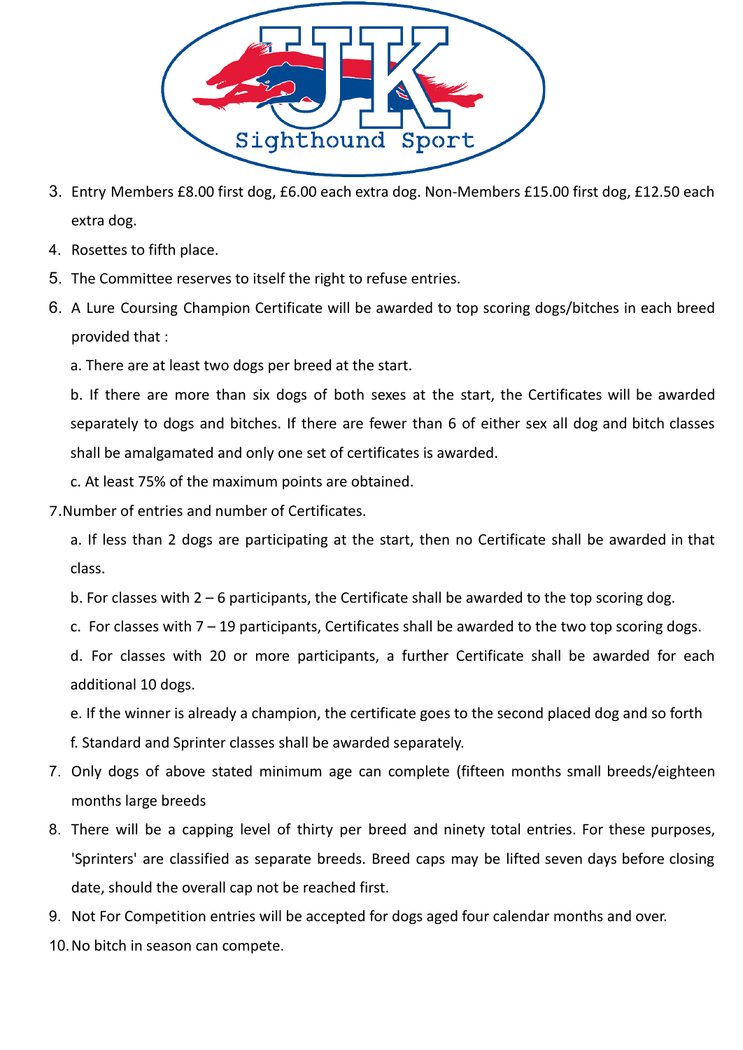3. Entry Members £8.00 first dog, £6.00 each extra dog. Non-Members £15.00 first dog, £12.50 each extra dog.
4. Rosettes to fifth place.
5. The Committee reserves to itself the right to refuse entries.
6. A Lure Coursing Champion Certificate will be awarded to top scoring dogs/bitches in each breed provided that :

   a. There are at least two dogs per breed at the start.

   b. If there are more than six dogs of both sexes at the start, the Certificates will be awarded separately to dogs and bitches. If there are fewer than 6 of either sex all dog and bitch classes shall be amalgamated and only one set of certificates is awarded.

   c. At least 75% of the maximum points are obtained.

7.Number of entries and number of Certificates.

   a. If less than 2 dogs are participating at the start, then no Certificate shall be awarded in that class.

   b. For classes with 2 – 6 participants, the Certificate shall be awarded to the top scoring dog.

   c. For classes with 7 – 19 participants, Certificates shall be awarded to the two top scoring dogs.

   d. For classes with 20 or more participants, a further Certificate shall be awarded for each additional 10 dogs.

   e. If the winner is already a champion, the certificate goes to the second placed dog and so forth

   f. Standard and Sprinter classes shall be awarded separately.

7. Only dogs of above stated minimum age can complete (fifteen months small breeds/eighteen months large breeds
8. There will be a capping level of thirty per breed and ninety total entries. For these purposes, 'Sprinters' are classified as separate breeds. Breed caps may be lifted seven days before closing date, should the overall cap not be reached first.
9. Not For Competition entries will be accepted for dogs aged four calendar months and over.
10. No bitch in season can compete.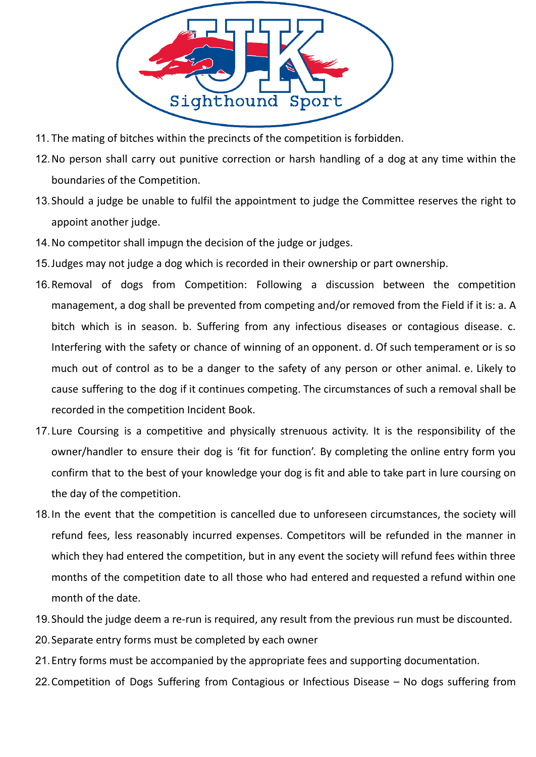11. The mating of bitches within the precincts of the competition is forbidden.
12. No person shall carry out punitive correction or harsh handling of a dog at any time within the boundaries of the Competition.
13. Should a judge be unable to fulfil the appointment to judge the Committee reserves the right to appoint another judge.
14. No competitor shall impugn the decision of the judge or judges.
15. Judges may not judge a dog which is recorded in their ownership or part ownership.
16. Removal of dogs from Competition: Following a discussion between the competition management, a dog shall be prevented from competing and/or removed from the Field if it is: a. A bitch which is in season. b. Suffering from any infectious diseases or contagious disease. c. Interfering with the safety or chance of winning of an opponent. d. Of such temperament or is so much out of control as to be a danger to the safety of any person or other animal. e. Likely to cause suffering to the dog if it continues competing. The circumstances of such a removal shall be recorded in the competition Incident Book.
17. Lure Coursing is a competitive and physically strenuous activity. It is the responsibility of the owner/handler to ensure their dog is 'fit for function'. By completing the online entry form you confirm that to the best of your knowledge your dog is fit and able to take part in lure coursing on the day of the competition.
18. In the event that the competition is cancelled due to unforeseen circumstances, the society will refund fees, less reasonably incurred expenses. Competitors will be refunded in the manner in which they had entered the competition, but in any event the society will refund fees within three months of the competition date to all those who had entered and requested a refund within one month of the date.
19. Should the judge deem a re-run is required, any result from the previous run must be discounted.
20. Separate entry forms must be completed by each owner
21. Entry forms must be accompanied by the appropriate fees and supporting documentation.
22. Competition of Dogs Suffering from Contagious or Infectious Disease – No dogs suffering from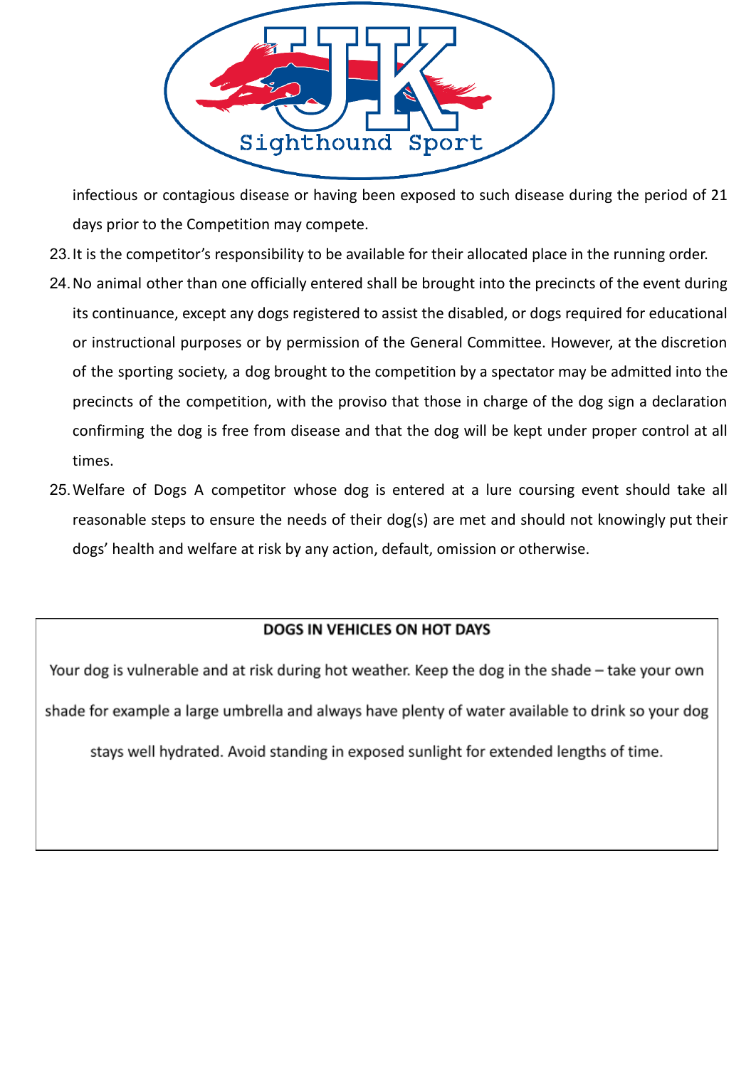infectious or contagious disease or having been exposed to such disease during the period of 21 days prior to the Competition may compete.

23. It is the competitor's responsibility to be available for their allocated place in the running order.
24. No animal other than one officially entered shall be brought into the precincts of the event during its continuance, except any dogs registered to assist the disabled, or dogs required for educational or instructional purposes or by permission of the General Committee. However, at the discretion of the sporting society, a dog brought to the competition by a spectator may be admitted into the precincts of the competition, with the proviso that those in charge of the dog sign a declaration confirming the dog is free from disease and that the dog will be kept under proper control at all times.
25. Welfare of Dogs A competitor whose dog is entered at a lure coursing event should take all reasonable steps to ensure the needs of their dog(s) are met and should not knowingly put their dogs' health and welfare at risk by any action, default, omission or otherwise.

**DOGS IN VEHICLES ON HOT DAYS**

Your dog is vulnerable and at risk during hot weather. Keep the dog in the shade – take your own shade for example a large umbrella and always have plenty of water available to drink so your dog stays well hydrated. Avoid standing in exposed sunlight for extended lengths of time.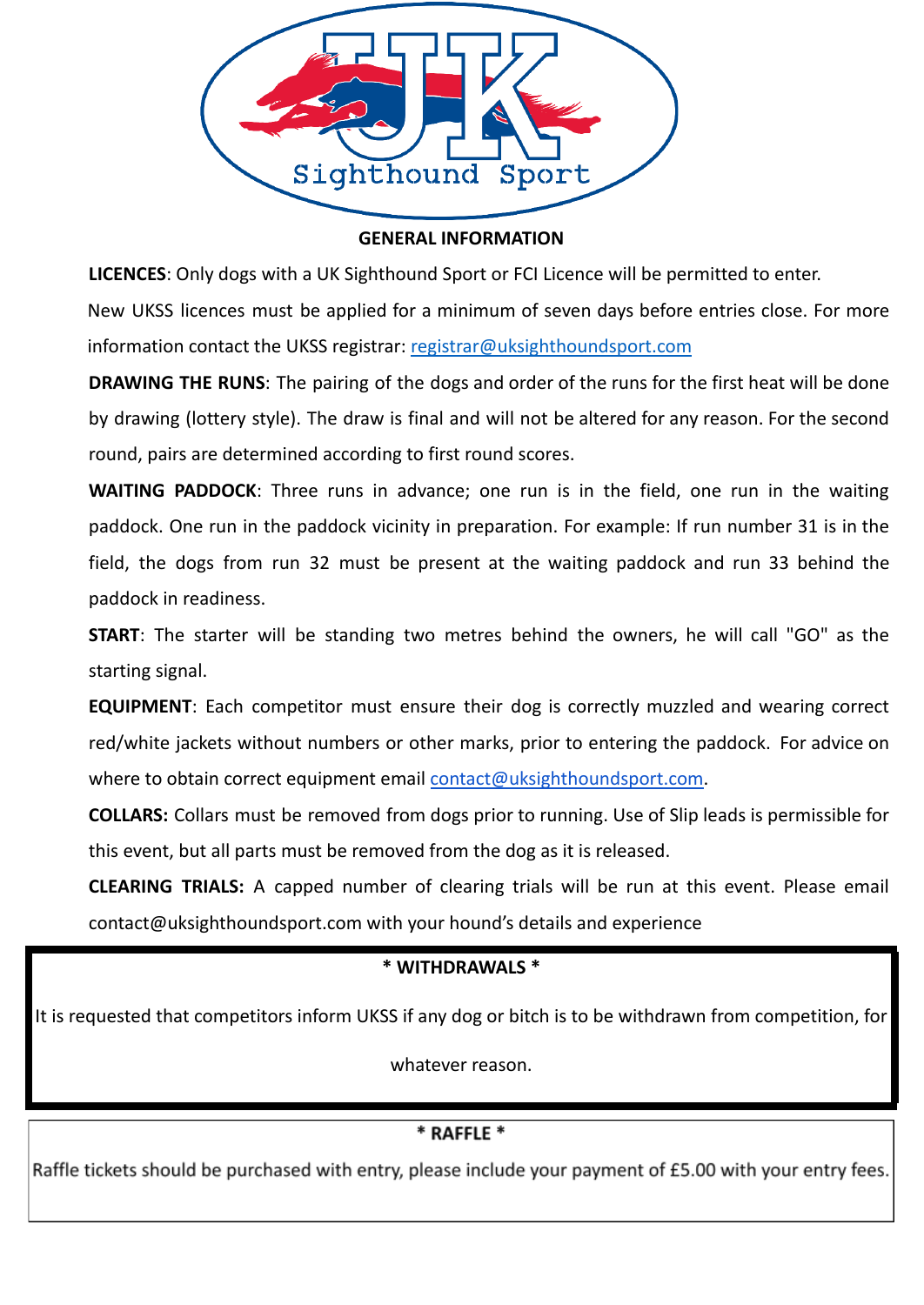UK Sighthound Sport

## GENERAL INFORMATION

**LICENCES**: Only dogs with a UK Sighthound Sport or FCI Licence will be permitted to enter.

New UKSS licences must be applied for a minimum of seven days before entries close. For more information contact the UKSS registrar: registrar@uksighthoundsport.com

**DRAWING THE RUNS**: The pairing of the dogs and order of the runs for the first heat will be done by drawing (lottery style). The draw is final and will not be altered for any reason. For the second round, pairs are determined according to first round scores.

**WAITING PADDOCK**: Three runs in advance; one run is in the field, one run in the waiting paddock. One run in the paddock vicinity in preparation. For example: If run number 31 is in the field, the dogs from run 32 must be present at the waiting paddock and run 33 behind the paddock in readiness.

**START**: The starter will be standing two metres behind the owners, he will call "GO" as the starting signal.

**EQUIPMENT**: Each competitor must ensure their dog is correctly muzzled and wearing correct red/white jackets without numbers or other marks, prior to entering the paddock. For advice on where to obtain correct equipment email contact@uksighthoundsport.com.

**COLLARS:** Collars must be removed from dogs prior to running. Use of Slip leads is permissible for this event, but all parts must be removed from the dog as it is released.

**CLEARING TRIALS:** A capped number of clearing trials will be run at this event. Please email contact@uksighthoundsport.com with your hound's details and experience

**\* WITHDRAWALS \***

It is requested that competitors inform UKSS if any dog or bitch is to be withdrawn from competition, for whatever reason.

**\* RAFFLE \***

Raffle tickets should be purchased with entry, please include your payment of £5.00 with your entry fees.